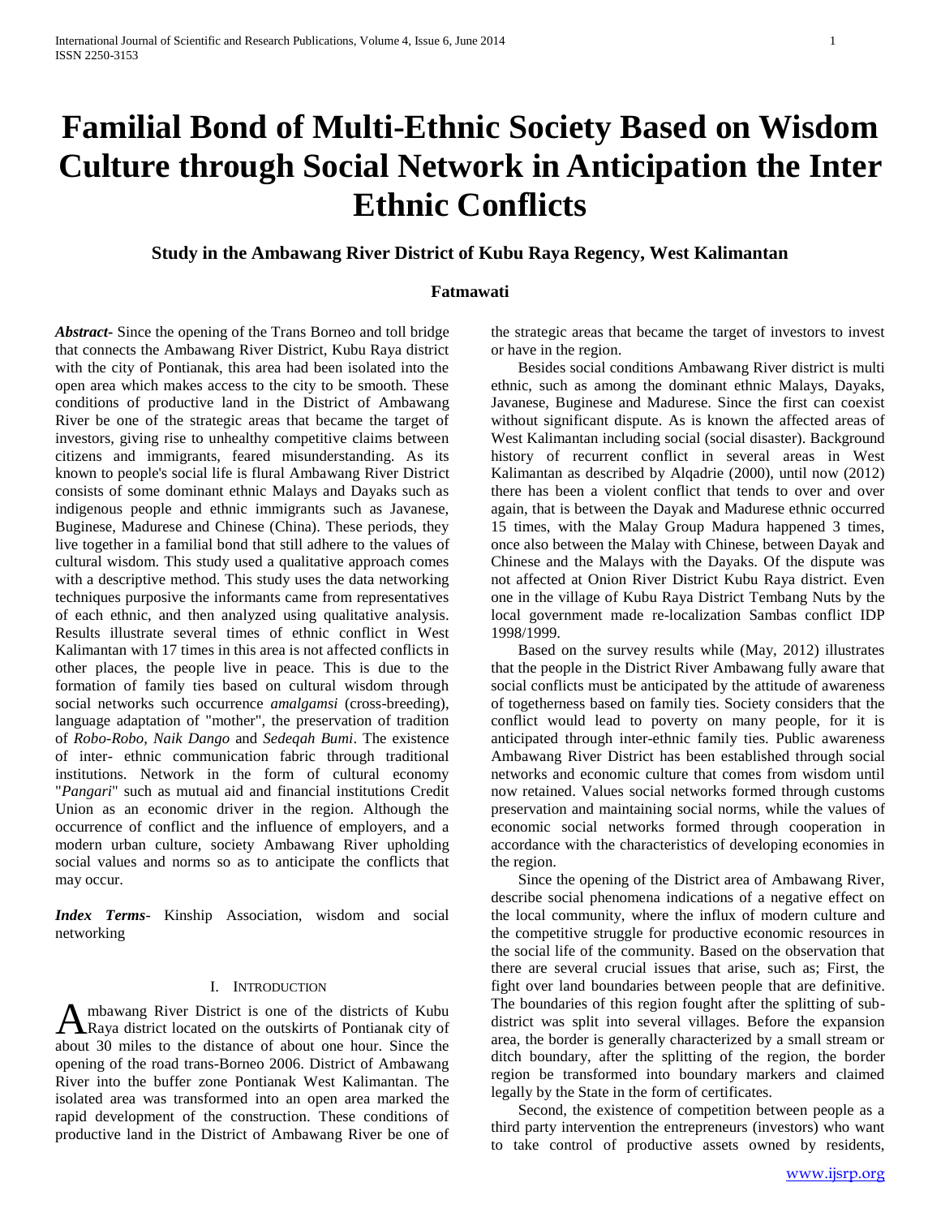# Familial Bond of Multi-Ethnic Society Based on Wisdom Culture through Social Network in Anticipation the Inter Ethnic Conflicts

## Study in the Ambawang River District of Kubu Raya Regency, West Kalimantan

**Fatmawati**

***Abstract-*** Since the opening of the Trans Borneo and toll bridge that connects the Ambawang River District, Kubu Raya district with the city of Pontianak, this area had been isolated into the open area which makes access to the city to be smooth. These conditions of productive land in the District of Ambawang River be one of the strategic areas that became the target of investors, giving rise to unhealthy competitive claims between citizens and immigrants, feared misunderstanding. As its known to people's social life is flural Ambawang River District consists of some dominant ethnic Malays and Dayaks such as indigenous people and ethnic immigrants such as Javanese, Buginese, Madurese and Chinese (China). These periods, they live together in a familial bond that still adhere to the values of cultural wisdom. This study used a qualitative approach comes with a descriptive method. This study uses the data networking techniques purposive the informants came from representatives of each ethnic, and then analyzed using qualitative analysis. Results illustrate several times of ethnic conflict in West Kalimantan with 17 times in this area is not affected conflicts in other places, the people live in peace. This is due to the formation of family ties based on cultural wisdom through social networks such occurrence *amalgamsi* (cross-breeding), language adaptation of "mother", the preservation of tradition of *Robo-Robo*, *Naik Dango* and *Sedeqah Bumi*. The existence of inter- ethnic communication fabric through traditional institutions. Network in the form of cultural economy "*Pangari*" such as mutual aid and financial institutions Credit Union as an economic driver in the region. Although the occurrence of conflict and the influence of employers, and a modern urban culture, society Ambawang River upholding social values and norms so as to anticipate the conflicts that may occur.

***Index Terms-*** Kinship Association, wisdom and social networking

## I. Introduction

Ambawang River District is one of the districts of Kubu Raya district located on the outskirts of Pontianak city of about 30 miles to the distance of about one hour. Since the opening of the road trans-Borneo 2006. District of Ambawang River into the buffer zone Pontianak West Kalimantan. The isolated area was transformed into an open area marked the rapid development of the construction. These conditions of productive land in the District of Ambawang River be one of the strategic areas that became the target of investors to invest or have in the region.

Besides social conditions Ambawang River district is multi ethnic, such as among the dominant ethnic Malays, Dayaks, Javanese, Buginese and Madurese. Since the first can coexist without significant dispute. As is known the affected areas of West Kalimantan including social (social disaster). Background history of recurrent conflict in several areas in West Kalimantan as described by Alqadrie (2000), until now (2012) there has been a violent conflict that tends to over and over again, that is between the Dayak and Madurese ethnic occurred 15 times, with the Malay Group Madura happened 3 times, once also between the Malay with Chinese, between Dayak and Chinese and the Malays with the Dayaks. Of the dispute was not affected at Onion River District Kubu Raya district. Even one in the village of Kubu Raya District Tembang Nuts by the local government made re-localization Sambas conflict IDP 1998/1999.

Based on the survey results while (May, 2012) illustrates that the people in the District River Ambawang fully aware that social conflicts must be anticipated by the attitude of awareness of togetherness based on family ties. Society considers that the conflict would lead to poverty on many people, for it is anticipated through inter-ethnic family ties. Public awareness Ambawang River District has been established through social networks and economic culture that comes from wisdom until now retained. Values social networks formed through customs preservation and maintaining social norms, while the values of economic social networks formed through cooperation in accordance with the characteristics of developing economies in the region.

Since the opening of the District area of Ambawang River, describe social phenomena indications of a negative effect on the local community, where the influx of modern culture and the competitive struggle for productive economic resources in the social life of the community. Based on the observation that there are several crucial issues that arise, such as; First, the fight over land boundaries between people that are definitive. The boundaries of this region fought after the splitting of sub-district was split into several villages. Before the expansion area, the border is generally characterized by a small stream or ditch boundary, after the splitting of the region, the border region be transformed into boundary markers and claimed legally by the State in the form of certificates.

Second, the existence of competition between people as a third party intervention the entrepreneurs (investors) who want to take control of productive assets owned by residents,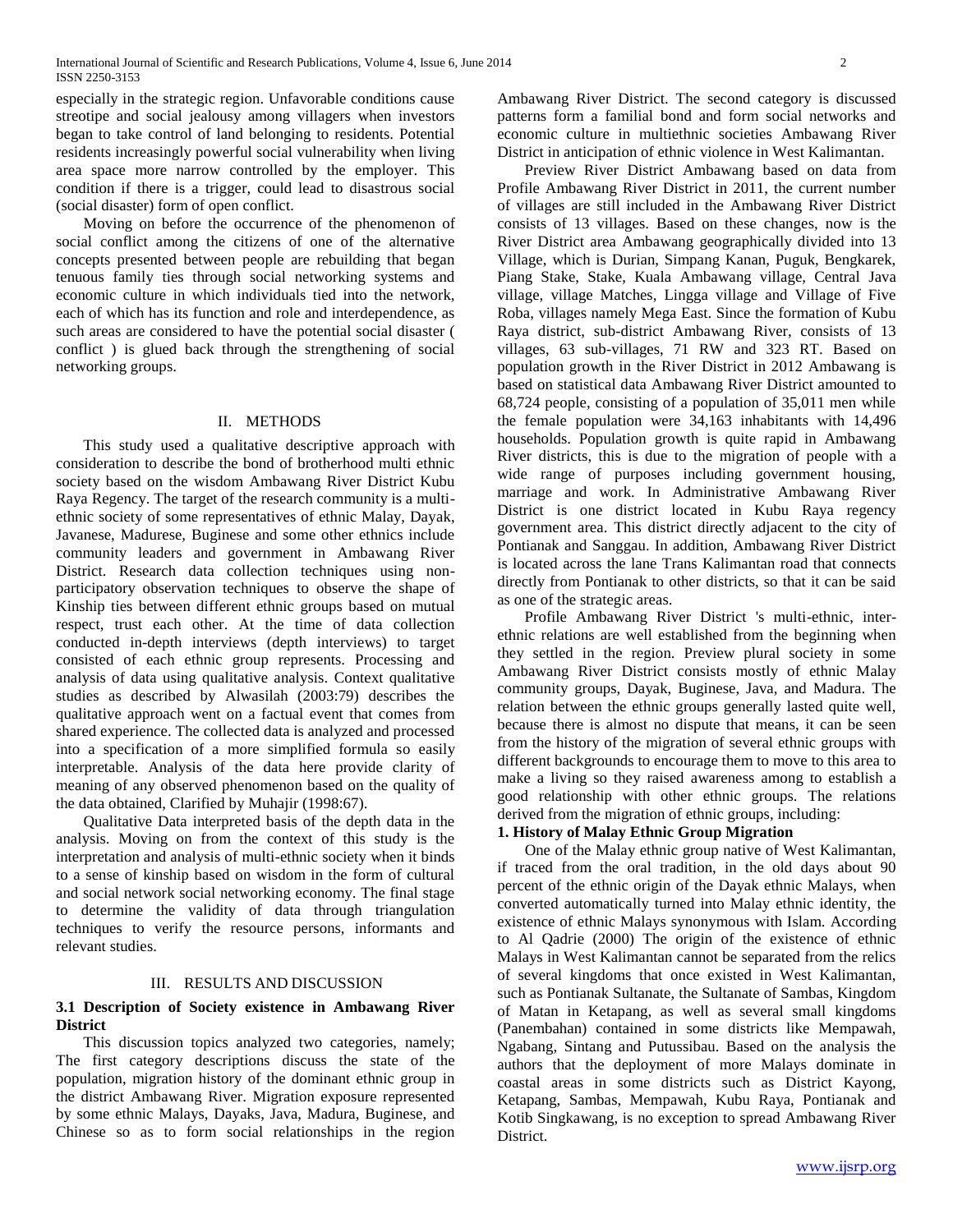especially in the strategic region. Unfavorable conditions cause streotipe and social jealousy among villagers when investors began to take control of land belonging to residents. Potential residents increasingly powerful social vulnerability when living area space more narrow controlled by the employer. This condition if there is a trigger, could lead to disastrous social (social disaster) form of open conflict.

Moving on before the occurrence of the phenomenon of social conflict among the citizens of one of the alternative concepts presented between people are rebuilding that began tenuous family ties through social networking systems and economic culture in which individuals tied into the network, each of which has its function and role and interdependence, as such areas are considered to have the potential social disaster ( conflict ) is glued back through the strengthening of social networking groups.

## II. METHODS

This study used a qualitative descriptive approach with consideration to describe the bond of brotherhood multi ethnic society based on the wisdom Ambawang River District Kubu Raya Regency. The target of the research community is a multi-ethnic society of some representatives of ethnic Malay, Dayak, Javanese, Madurese, Buginese and some other ethnics include community leaders and government in Ambawang River District. Research data collection techniques using non-participatory observation techniques to observe the shape of Kinship ties between different ethnic groups based on mutual respect, trust each other. At the time of data collection conducted in-depth interviews (depth interviews) to target consisted of each ethnic group represents. Processing and analysis of data using qualitative analysis. Context qualitative studies as described by Alwasilah (2003:79) describes the qualitative approach went on a factual event that comes from shared experience. The collected data is analyzed and processed into a specification of a more simplified formula so easily interpretable. Analysis of the data here provide clarity of meaning of any observed phenomenon based on the quality of the data obtained, Clarified by Muhajir (1998:67).

Qualitative Data interpreted basis of the depth data in the analysis. Moving on from the context of this study is the interpretation and analysis of multi-ethnic society when it binds to a sense of kinship based on wisdom in the form of cultural and social network social networking economy. The final stage to determine the validity of data through triangulation techniques to verify the resource persons, informants and relevant studies.

## III. RESULTS AND DISCUSSION

### 3.1 Description of Society existence in Ambawang River District

This discussion topics analyzed two categories, namely; The first category descriptions discuss the state of the population, migration history of the dominant ethnic group in the district Ambawang River. Migration exposure represented by some ethnic Malays, Dayaks, Java, Madura, Buginese, and Chinese so as to form social relationships in the region Ambawang River District. The second category is discussed patterns form a familial bond and form social networks and economic culture in multiethnic societies Ambawang River District in anticipation of ethnic violence in West Kalimantan.

Preview River District Ambawang based on data from Profile Ambawang River District in 2011, the current number of villages are still included in the Ambawang River District consists of 13 villages. Based on these changes, now is the River District area Ambawang geographically divided into 13 Village, which is Durian, Simpang Kanan, Puguk, Bengkarek, Piang Stake, Stake, Kuala Ambawang village, Central Java village, village Matches, Lingga village and Village of Five Roba, villages namely Mega East. Since the formation of Kubu Raya district, sub-district Ambawang River, consists of 13 villages, 63 sub-villages, 71 RW and 323 RT. Based on population growth in the River District in 2012 Ambawang is based on statistical data Ambawang River District amounted to 68,724 people, consisting of a population of 35,011 men while the female population were 34,163 inhabitants with 14,496 households. Population growth is quite rapid in Ambawang River districts, this is due to the migration of people with a wide range of purposes including government housing, marriage and work. In Administrative Ambawang River District is one district located in Kubu Raya regency government area. This district directly adjacent to the city of Pontianak and Sanggau. In addition, Ambawang River District is located across the lane Trans Kalimantan road that connects directly from Pontianak to other districts, so that it can be said as one of the strategic areas.

Profile Ambawang River District 's multi-ethnic, inter-ethnic relations are well established from the beginning when they settled in the region. Preview plural society in some Ambawang River District consists mostly of ethnic Malay community groups, Dayak, Buginese, Java, and Madura. The relation between the ethnic groups generally lasted quite well, because there is almost no dispute that means, it can be seen from the history of the migration of several ethnic groups with different backgrounds to encourage them to move to this area to make a living so they raised awareness among to establish a good relationship with other ethnic groups. The relations derived from the migration of ethnic groups, including:

**1. History of Malay Ethnic Group Migration**

One of the Malay ethnic group native of West Kalimantan, if traced from the oral tradition, in the old days about 90 percent of the ethnic origin of the Dayak ethnic Malays, when converted automatically turned into Malay ethnic identity, the existence of ethnic Malays synonymous with Islam. According to Al Qadrie (2000) The origin of the existence of ethnic Malays in West Kalimantan cannot be separated from the relics of several kingdoms that once existed in West Kalimantan, such as Pontianak Sultanate, the Sultanate of Sambas, Kingdom of Matan in Ketapang, as well as several small kingdoms (Panembahan) contained in some districts like Mempawah, Ngabang, Sintang and Putussibau. Based on the analysis the authors that the deployment of more Malays dominate in coastal areas in some districts such as District Kayong, Ketapang, Sambas, Mempawah, Kubu Raya, Pontianak and Kotib Singkawang, is no exception to spread Ambawang River District.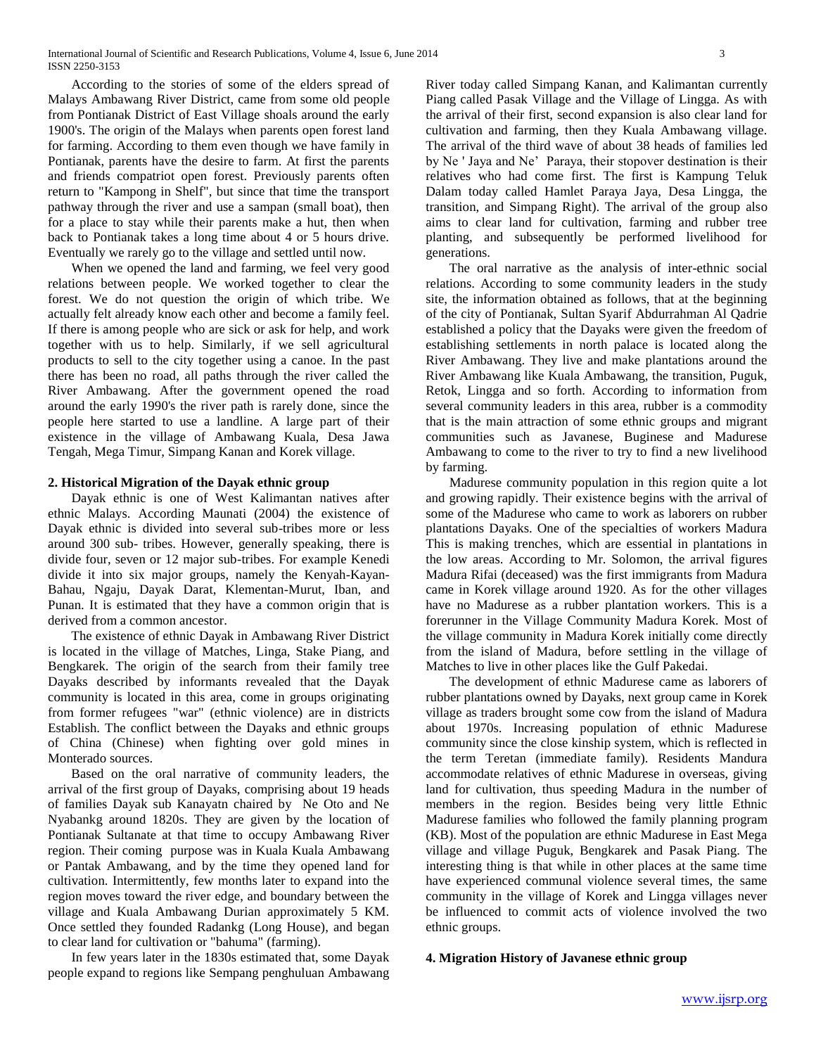According to the stories of some of the elders spread of Malays Ambawang River District, came from some old people from Pontianak District of East Village shoals around the early 1900's. The origin of the Malays when parents open forest land for farming. According to them even though we have family in Pontianak, parents have the desire to farm. At first the parents and friends compatriot open forest. Previously parents often return to "Kampong in Shelf", but since that time the transport pathway through the river and use a sampan (small boat), then for a place to stay while their parents make a hut, then when back to Pontianak takes a long time about 4 or 5 hours drive. Eventually we rarely go to the village and settled until now.

When we opened the land and farming, we feel very good relations between people. We worked together to clear the forest. We do not question the origin of which tribe. We actually felt already know each other and become a family feel. If there is among people who are sick or ask for help, and work together with us to help. Similarly, if we sell agricultural products to sell to the city together using a canoe. In the past there has been no road, all paths through the river called the River Ambawang. After the government opened the road around the early 1990's the river path is rarely done, since the people here started to use a landline. A large part of their existence in the village of Ambawang Kuala, Desa Jawa Tengah, Mega Timur, Simpang Kanan and Korek village.

## 2. Historical Migration of the Dayak ethnic group

Dayak ethnic is one of West Kalimantan natives after ethnic Malays. According Maunati (2004) the existence of Dayak ethnic is divided into several sub-tribes more or less around 300 sub- tribes. However, generally speaking, there is divide four, seven or 12 major sub-tribes. For example Kenedi divide it into six major groups, namely the Kenyah-Kayan-Bahau, Ngaju, Dayak Darat, Klementan-Murut, Iban, and Punan. It is estimated that they have a common origin that is derived from a common ancestor.

The existence of ethnic Dayak in Ambawang River District is located in the village of Matches, Linga, Stake Piang, and Bengkarek. The origin of the search from their family tree Dayaks described by informants revealed that the Dayak community is located in this area, come in groups originating from former refugees "war" (ethnic violence) are in districts Establish. The conflict between the Dayaks and ethnic groups of China (Chinese) when fighting over gold mines in Monterado sources.

Based on the oral narrative of community leaders, the arrival of the first group of Dayaks, comprising about 19 heads of families Dayak sub Kanayatn chaired by Ne Oto and Ne Nyabankg around 1820s. They are given by the location of Pontianak Sultanate at that time to occupy Ambawang River region. Their coming purpose was in Kuala Kuala Ambawang or Pantak Ambawang, and by the time they opened land for cultivation. Intermittently, few months later to expand into the region moves toward the river edge, and boundary between the village and Kuala Ambawang Durian approximately 5 KM. Once settled they founded Radankg (Long House), and began to clear land for cultivation or "bahuma" (farming).

In few years later in the 1830s estimated that, some Dayak people expand to regions like Sempang penghuluan Ambawang River today called Simpang Kanan, and Kalimantan currently Piang called Pasak Village and the Village of Lingga. As with the arrival of their first, second expansion is also clear land for cultivation and farming, then they Kuala Ambawang village. The arrival of the third wave of about 38 heads of families led by Ne ' Jaya and Ne' Paraya, their stopover destination is their relatives who had come first. The first is Kampung Teluk Dalam today called Hamlet Paraya Jaya, Desa Lingga, the transition, and Simpang Right). The arrival of the group also aims to clear land for cultivation, farming and rubber tree planting, and subsequently be performed livelihood for generations.

The oral narrative as the analysis of inter-ethnic social relations. According to some community leaders in the study site, the information obtained as follows, that at the beginning of the city of Pontianak, Sultan Syarif Abdurrahman Al Qadrie established a policy that the Dayaks were given the freedom of establishing settlements in north palace is located along the River Ambawang. They live and make plantations around the River Ambawang like Kuala Ambawang, the transition, Puguk, Retok, Lingga and so forth. According to information from several community leaders in this area, rubber is a commodity that is the main attraction of some ethnic groups and migrant communities such as Javanese, Buginese and Madurese Ambawang to come to the river to try to find a new livelihood by farming.

Madurese community population in this region quite a lot and growing rapidly. Their existence begins with the arrival of some of the Madurese who came to work as laborers on rubber plantations Dayaks. One of the specialties of workers Madura This is making trenches, which are essential in plantations in the low areas. According to Mr. Solomon, the arrival figures Madura Rifai (deceased) was the first immigrants from Madura came in Korek village around 1920. As for the other villages have no Madurese as a rubber plantation workers. This is a forerunner in the Village Community Madura Korek. Most of the village community in Madura Korek initially come directly from the island of Madura, before settling in the village of Matches to live in other places like the Gulf Pakedai.

The development of ethnic Madurese came as laborers of rubber plantations owned by Dayaks, next group came in Korek village as traders brought some cow from the island of Madura about 1970s. Increasing population of ethnic Madurese community since the close kinship system, which is reflected in the term Teretan (immediate family). Residents Mandura accommodate relatives of ethnic Madurese in overseas, giving land for cultivation, thus speeding Madura in the number of members in the region. Besides being very little Ethnic Madurese families who followed the family planning program (KB). Most of the population are ethnic Madurese in East Mega village and village Puguk, Bengkarek and Pasak Piang. The interesting thing is that while in other places at the same time have experienced communal violence several times, the same community in the village of Korek and Lingga villages never be influenced to commit acts of violence involved the two ethnic groups.

## 4. Migration History of Javanese ethnic group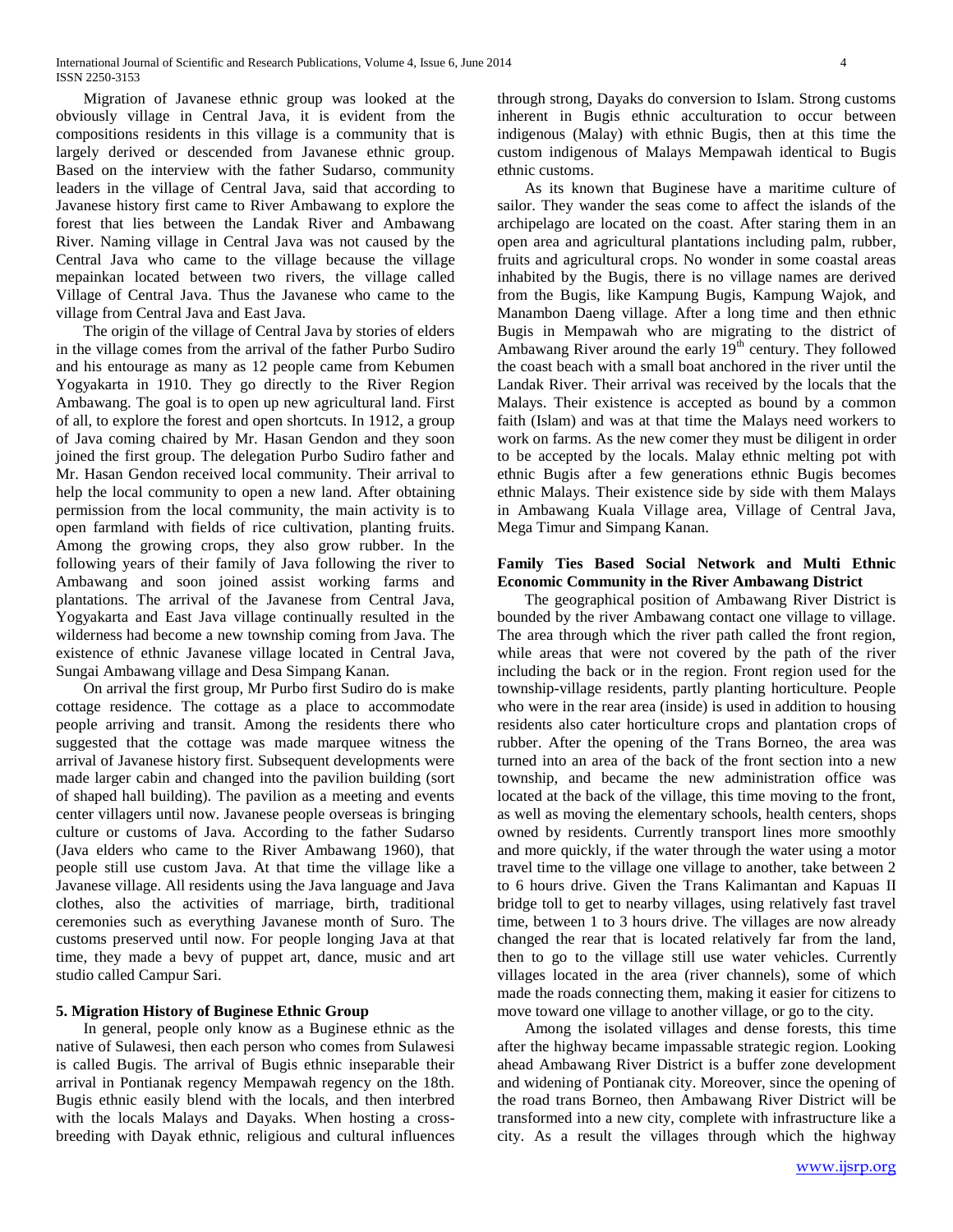Migration of Javanese ethnic group was looked at the obviously village in Central Java, it is evident from the compositions residents in this village is a community that is largely derived or descended from Javanese ethnic group. Based on the interview with the father Sudarso, community leaders in the village of Central Java, said that according to Javanese history first came to River Ambawang to explore the forest that lies between the Landak River and Ambawang River. Naming village in Central Java was not caused by the Central Java who came to the village because the village mepainkan located between two rivers, the village called Village of Central Java. Thus the Javanese who came to the village from Central Java and East Java.

The origin of the village of Central Java by stories of elders in the village comes from the arrival of the father Purbo Sudiro and his entourage as many as 12 people came from Kebumen Yogyakarta in 1910. They go directly to the River Region Ambawang. The goal is to open up new agricultural land. First of all, to explore the forest and open shortcuts. In 1912, a group of Java coming chaired by Mr. Hasan Gendon and they soon joined the first group. The delegation Purbo Sudiro father and Mr. Hasan Gendon received local community. Their arrival to help the local community to open a new land. After obtaining permission from the local community, the main activity is to open farmland with fields of rice cultivation, planting fruits. Among the growing crops, they also grow rubber. In the following years of their family of Java following the river to Ambawang and soon joined assist working farms and plantations. The arrival of the Javanese from Central Java, Yogyakarta and East Java village continually resulted in the wilderness had become a new township coming from Java. The existence of ethnic Javanese village located in Central Java, Sungai Ambawang village and Desa Simpang Kanan.

On arrival the first group, Mr Purbo first Sudiro do is make cottage residence. The cottage as a place to accommodate people arriving and transit. Among the residents there who suggested that the cottage was made marquee witness the arrival of Javanese history first. Subsequent developments were made larger cabin and changed into the pavilion building (sort of shaped hall building). The pavilion as a meeting and events center villagers until now. Javanese people overseas is bringing culture or customs of Java. According to the father Sudarso (Java elders who came to the River Ambawang 1960), that people still use custom Java. At that time the village like a Javanese village. All residents using the Java language and Java clothes, also the activities of marriage, birth, traditional ceremonies such as everything Javanese month of Suro. The customs preserved until now. For people longing Java at that time, they made a bevy of puppet art, dance, music and art studio called Campur Sari.

## 5. Migration History of Buginese Ethnic Group

In general, people only know as a Buginese ethnic as the native of Sulawesi, then each person who comes from Sulawesi is called Bugis. The arrival of Bugis ethnic inseparable their arrival in Pontianak regency Mempawah regency on the 18th. Bugis ethnic easily blend with the locals, and then interbred with the locals Malays and Dayaks. When hosting a cross-breeding with Dayak ethnic, religious and cultural influences through strong, Dayaks do conversion to Islam. Strong customs inherent in Bugis ethnic acculturation to occur between indigenous (Malay) with ethnic Bugis, then at this time the custom indigenous of Malays Mempawah identical to Bugis ethnic customs.

As its known that Buginese have a maritime culture of sailor. They wander the seas come to affect the islands of the archipelago are located on the coast. After staring them in an open area and agricultural plantations including palm, rubber, fruits and agricultural crops. No wonder in some coastal areas inhabited by the Bugis, there is no village names are derived from the Bugis, like Kampung Bugis, Kampung Wajok, and Manambon Daeng village. After a long time and then ethnic Bugis in Mempawah who are migrating to the district of Ambawang River around the early 19th century. They followed the coast beach with a small boat anchored in the river until the Landak River. Their arrival was received by the locals that the Malays. Their existence is accepted as bound by a common faith (Islam) and was at that time the Malays need workers to work on farms. As the new comer they must be diligent in order to be accepted by the locals. Malay ethnic melting pot with ethnic Bugis after a few generations ethnic Bugis becomes ethnic Malays. Their existence side by side with them Malays in Ambawang Kuala Village area, Village of Central Java, Mega Timur and Simpang Kanan.

### Family Ties Based Social Network and Multi Ethnic Economic Community in the River Ambawang District

The geographical position of Ambawang River District is bounded by the river Ambawang contact one village to village. The area through which the river path called the front region, while areas that were not covered by the path of the river including the back or in the region. Front region used for the township-village residents, partly planting horticulture. People who were in the rear area (inside) is used in addition to housing residents also cater horticulture crops and plantation crops of rubber. After the opening of the Trans Borneo, the area was turned into an area of the back of the front section into a new township, and became the new administration office was located at the back of the village, this time moving to the front, as well as moving the elementary schools, health centers, shops owned by residents. Currently transport lines more smoothly and more quickly, if the water through the water using a motor travel time to the village one village to another, take between 2 to 6 hours drive. Given the Trans Kalimantan and Kapuas II bridge toll to get to nearby villages, using relatively fast travel time, between 1 to 3 hours drive. The villages are now already changed the rear that is located relatively far from the land, then to go to the village still use water vehicles. Currently villages located in the area (river channels), some of which made the roads connecting them, making it easier for citizens to move toward one village to another village, or go to the city.

Among the isolated villages and dense forests, this time after the highway became impassable strategic region. Looking ahead Ambawang River District is a buffer zone development and widening of Pontianak city. Moreover, since the opening of the road trans Borneo, then Ambawang River District will be transformed into a new city, complete with infrastructure like a city. As a result the villages through which the highway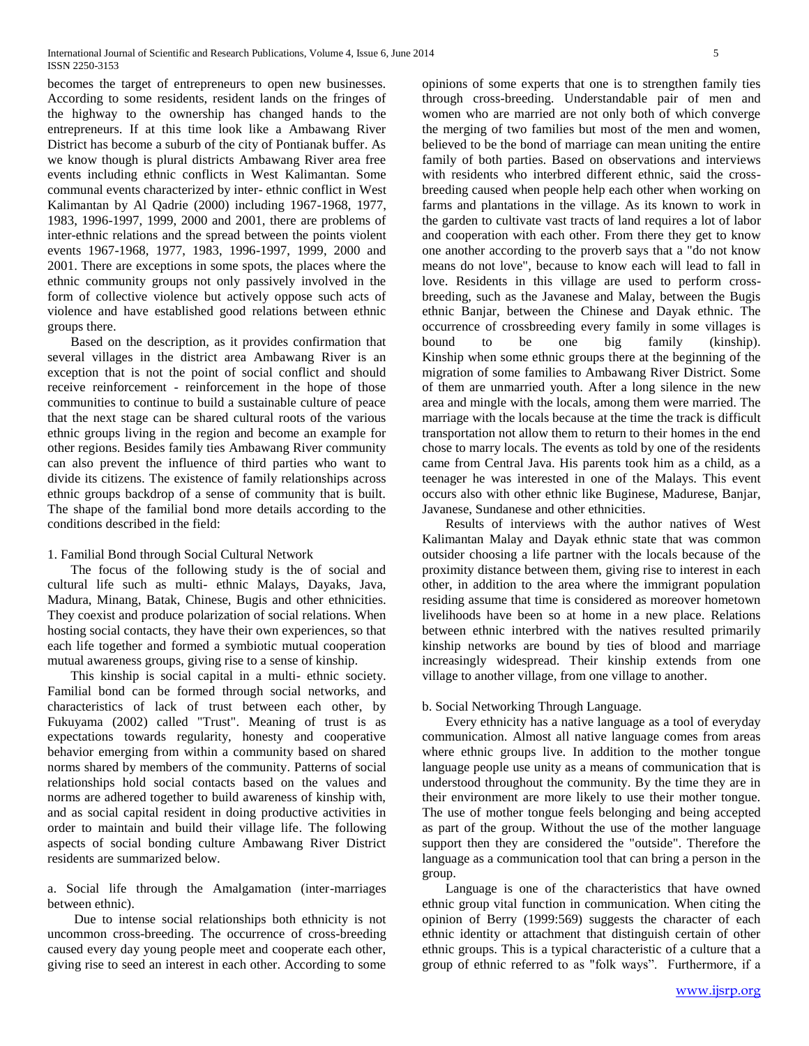becomes the target of entrepreneurs to open new businesses. According to some residents, resident lands on the fringes of the highway to the ownership has changed hands to the entrepreneurs. If at this time look like a Ambawang River District has become a suburb of the city of Pontianak buffer. As we know though is plural districts Ambawang River area free events including ethnic conflicts in West Kalimantan. Some communal events characterized by inter- ethnic conflict in West Kalimantan by Al Qadrie (2000) including 1967-1968, 1977, 1983, 1996-1997, 1999, 2000 and 2001, there are problems of inter-ethnic relations and the spread between the points violent events 1967-1968, 1977, 1983, 1996-1997, 1999, 2000 and 2001. There are exceptions in some spots, the places where the ethnic community groups not only passively involved in the form of collective violence but actively oppose such acts of violence and have established good relations between ethnic groups there.

Based on the description, as it provides confirmation that several villages in the district area Ambawang River is an exception that is not the point of social conflict and should receive reinforcement - reinforcement in the hope of those communities to continue to build a sustainable culture of peace that the next stage can be shared cultural roots of the various ethnic groups living in the region and become an example for other regions. Besides family ties Ambawang River community can also prevent the influence of third parties who want to divide its citizens. The existence of family relationships across ethnic groups backdrop of a sense of community that is built. The shape of the familial bond more details according to the conditions described in the field:

1. Familial Bond through Social Cultural Network

The focus of the following study is the of social and cultural life such as multi- ethnic Malays, Dayaks, Java, Madura, Minang, Batak, Chinese, Bugis and other ethnicities. They coexist and produce polarization of social relations. When hosting social contacts, they have their own experiences, so that each life together and formed a symbiotic mutual cooperation mutual awareness groups, giving rise to a sense of kinship.

This kinship is social capital in a multi- ethnic society. Familial bond can be formed through social networks, and characteristics of lack of trust between each other, by Fukuyama (2002) called "Trust". Meaning of trust is as expectations towards regularity, honesty and cooperative behavior emerging from within a community based on shared norms shared by members of the community. Patterns of social relationships hold social contacts based on the values and norms are adhered together to build awareness of kinship with, and as social capital resident in doing productive activities in order to maintain and build their village life. The following aspects of social bonding culture Ambawang River District residents are summarized below.

a. Social life through the Amalgamation (inter-marriages between ethnic).

Due to intense social relationships both ethnicity is not uncommon cross-breeding. The occurrence of cross-breeding caused every day young people meet and cooperate each other, giving rise to seed an interest in each other. According to some opinions of some experts that one is to strengthen family ties through cross-breeding. Understandable pair of men and women who are married are not only both of which converge the merging of two families but most of the men and women, believed to be the bond of marriage can mean uniting the entire family of both parties. Based on observations and interviews with residents who interbred different ethnic, said the cross-breeding caused when people help each other when working on farms and plantations in the village. As its known to work in the garden to cultivate vast tracts of land requires a lot of labor and cooperation with each other. From there they get to know one another according to the proverb says that a "do not know means do not love", because to know each will lead to fall in love. Residents in this village are used to perform cross-breeding, such as the Javanese and Malay, between the Bugis ethnic Banjar, between the Chinese and Dayak ethnic. The occurrence of crossbreeding every family in some villages is bound to be one big family (kinship). Kinship when some ethnic groups there at the beginning of the migration of some families to Ambawang River District. Some of them are unmarried youth. After a long silence in the new area and mingle with the locals, among them were married. The marriage with the locals because at the time the track is difficult transportation not allow them to return to their homes in the end chose to marry locals. The events as told by one of the residents came from Central Java. His parents took him as a child, as a teenager he was interested in one of the Malays. This event occurs also with other ethnic like Buginese, Madurese, Banjar, Javanese, Sundanese and other ethnicities.

Results of interviews with the author natives of West Kalimantan Malay and Dayak ethnic state that was common outsider choosing a life partner with the locals because of the proximity distance between them, giving rise to interest in each other, in addition to the area where the immigrant population residing assume that time is considered as moreover hometown livelihoods have been so at home in a new place. Relations between ethnic interbred with the natives resulted primarily kinship networks are bound by ties of blood and marriage increasingly widespread. Their kinship extends from one village to another village, from one village to another.

b. Social Networking Through Language.

Every ethnicity has a native language as a tool of everyday communication. Almost all native language comes from areas where ethnic groups live. In addition to the mother tongue language people use unity as a means of communication that is understood throughout the community. By the time they are in their environment are more likely to use their mother tongue. The use of mother tongue feels belonging and being accepted as part of the group. Without the use of the mother language support then they are considered the "outside". Therefore the language as a communication tool that can bring a person in the group.

Language is one of the characteristics that have owned ethnic group vital function in communication. When citing the opinion of Berry (1999:569) suggests the character of each ethnic identity or attachment that distinguish certain of other ethnic groups. This is a typical characteristic of a culture that a group of ethnic referred to as "folk ways". Furthermore, if a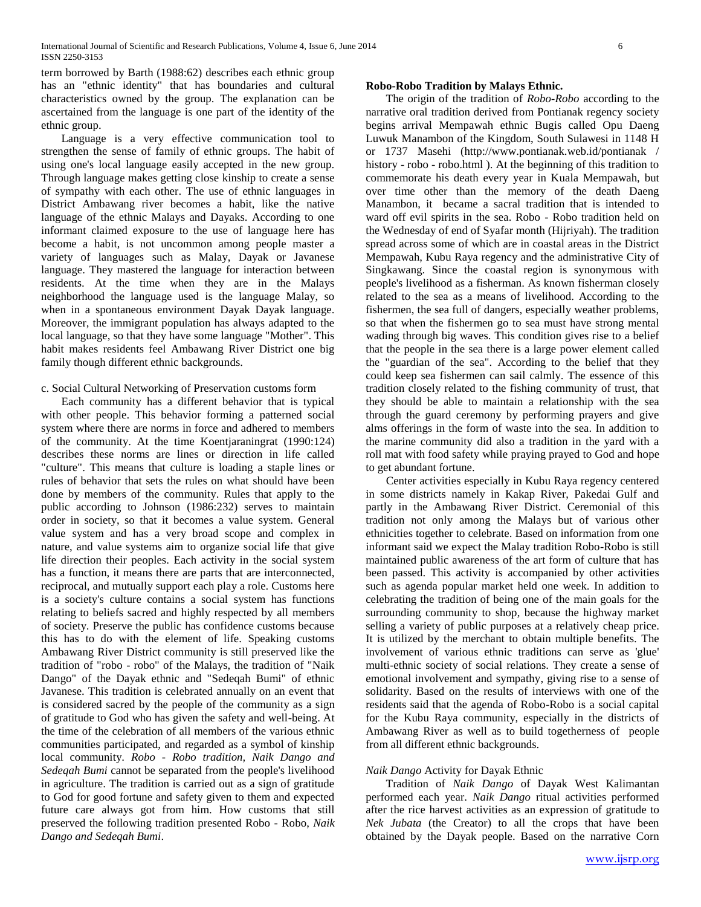term borrowed by Barth (1988:62) describes each ethnic group has an "ethnic identity" that has boundaries and cultural characteristics owned by the group. The explanation can be ascertained from the language is one part of the identity of the ethnic group.

Language is a very effective communication tool to strengthen the sense of family of ethnic groups. The habit of using one's local language easily accepted in the new group. Through language makes getting close kinship to create a sense of sympathy with each other. The use of ethnic languages in District Ambawang river becomes a habit, like the native language of the ethnic Malays and Dayaks. According to one informant claimed exposure to the use of language here has become a habit, is not uncommon among people master a variety of languages such as Malay, Dayak or Javanese language. They mastered the language for interaction between residents. At the time when they are in the Malays neighborhood the language used is the language Malay, so when in a spontaneous environment Dayak Dayak language. Moreover, the immigrant population has always adapted to the local language, so that they have some language "Mother". This habit makes residents feel Ambawang River District one big family though different ethnic backgrounds.

c. Social Cultural Networking of Preservation customs form

Each community has a different behavior that is typical with other people. This behavior forming a patterned social system where there are norms in force and adhered to members of the community. At the time Koentjaraningrat (1990:124) describes these norms are lines or direction in life called "culture". This means that culture is loading a staple lines or rules of behavior that sets the rules on what should have been done by members of the community. Rules that apply to the public according to Johnson (1986:232) serves to maintain order in society, so that it becomes a value system. General value system and has a very broad scope and complex in nature, and value systems aim to organize social life that give life direction their peoples. Each activity in the social system has a function, it means there are parts that are interconnected, reciprocal, and mutually support each play a role. Customs here is a society's culture contains a social system has functions relating to beliefs sacred and highly respected by all members of society. Preserve the public has confidence customs because this has to do with the element of life. Speaking customs Ambawang River District community is still preserved like the tradition of "robo - robo" of the Malays, the tradition of "Naik Dango" of the Dayak ethnic and "Sedeqah Bumi" of ethnic Javanese. This tradition is celebrated annually on an event that is considered sacred by the people of the community as a sign of gratitude to God who has given the safety and well-being. At the time of the celebration of all members of the various ethnic communities participated, and regarded as a symbol of kinship local community. *Robo - Robo tradition, Naik Dango and Sedeqah Bumi* cannot be separated from the people's livelihood in agriculture. The tradition is carried out as a sign of gratitude to God for good fortune and safety given to them and expected future care always got from him. How customs that still preserved the following tradition presented Robo - Robo, *Naik Dango and Sedeqah Bumi*.

**Robo-Robo Tradition by Malays Ethnic.**

The origin of the tradition of *Robo-Robo* according to the narrative oral tradition derived from Pontianak regency society begins arrival Mempawah ethnic Bugis called Opu Daeng Luwuk Manambon of the Kingdom, South Sulawesi in 1148 H or 1737 Masehi (http://www.pontianak.web.id/pontianak / history - robo - robo.html ). At the beginning of this tradition to commemorate his death every year in Kuala Mempawah, but over time other than the memory of the death Daeng Manambon, it became a sacral tradition that is intended to ward off evil spirits in the sea. Robo - Robo tradition held on the Wednesday of end of Syafar month (Hijriyah). The tradition spread across some of which are in coastal areas in the District Mempawah, Kubu Raya regency and the administrative City of Singkawang. Since the coastal region is synonymous with people's livelihood as a fisherman. As known fisherman closely related to the sea as a means of livelihood. According to the fishermen, the sea full of dangers, especially weather problems, so that when the fishermen go to sea must have strong mental wading through big waves. This condition gives rise to a belief that the people in the sea there is a large power element called the "guardian of the sea". According to the belief that they could keep sea fishermen can sail calmly. The essence of this tradition closely related to the fishing community of trust, that they should be able to maintain a relationship with the sea through the guard ceremony by performing prayers and give alms offerings in the form of waste into the sea. In addition to the marine community did also a tradition in the yard with a roll mat with food safety while praying prayed to God and hope to get abundant fortune.

Center activities especially in Kubu Raya regency centered in some districts namely in Kakap River, Pakedai Gulf and partly in the Ambawang River District. Ceremonial of this tradition not only among the Malays but of various other ethnicities together to celebrate. Based on information from one informant said we expect the Malay tradition Robo-Robo is still maintained public awareness of the art form of culture that has been passed. This activity is accompanied by other activities such as agenda popular market held one week. In addition to celebrating the tradition of being one of the main goals for the surrounding community to shop, because the highway market selling a variety of public purposes at a relatively cheap price. It is utilized by the merchant to obtain multiple benefits. The involvement of various ethnic traditions can serve as 'glue' multi-ethnic society of social relations. They create a sense of emotional involvement and sympathy, giving rise to a sense of solidarity. Based on the results of interviews with one of the residents said that the agenda of Robo-Robo is a social capital for the Kubu Raya community, especially in the districts of Ambawang River as well as to build togetherness of people from all different ethnic backgrounds.

*Naik Dango* Activity for Dayak Ethnic

Tradition of *Naik Dango* of Dayak West Kalimantan performed each year. *Naik Dango* ritual activities performed after the rice harvest activities as an expression of gratitude to *Nek Jubata* (the Creator) to all the crops that have been obtained by the Dayak people. Based on the narrative Corn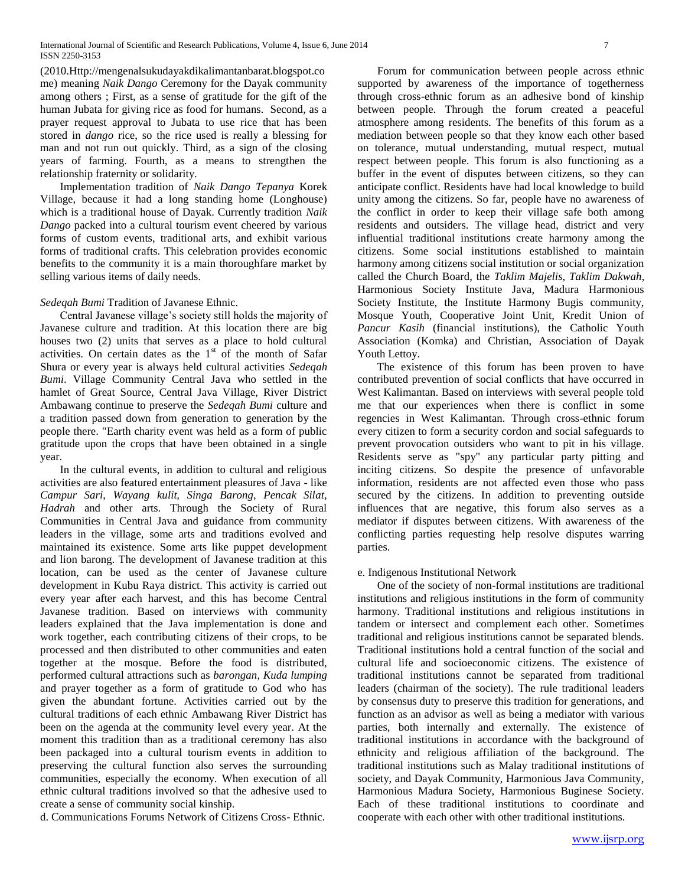(2010.Http://mengenalsukudayakdikalimantanbarat.blogspot.come) meaning *Naik Dango* Ceremony for the Dayak community among others ; First, as a sense of gratitude for the gift of the human Jubata for giving rice as food for humans. Second, as a prayer request approval to Jubata to use rice that has been stored in *dango* rice, so the rice used is really a blessing for man and not run out quickly. Third, as a sign of the closing years of farming. Fourth, as a means to strengthen the relationship fraternity or solidarity.

Implementation tradition of *Naik Dango Tepanya* Korek Village, because it had a long standing home (Longhouse) which is a traditional house of Dayak. Currently tradition *Naik Dango* packed into a cultural tourism event cheered by various forms of custom events, traditional arts, and exhibit various forms of traditional crafts. This celebration provides economic benefits to the community it is a main thoroughfare market by selling various items of daily needs.

*Sedeqah Bumi* Tradition of Javanese Ethnic.

Central Javanese village's society still holds the majority of Javanese culture and tradition. At this location there are big houses two (2) units that serves as a place to hold cultural activities. On certain dates as the 1st of the month of Safar Shura or every year is always held cultural activities *Sedeqah Bumi*. Village Community Central Java who settled in the hamlet of Great Source, Central Java Village, River District Ambawang continue to preserve the *Sedeqah Bumi* culture and a tradition passed down from generation to generation by the people there. "Earth charity event was held as a form of public gratitude upon the crops that have been obtained in a single year.

In the cultural events, in addition to cultural and religious activities are also featured entertainment pleasures of Java - like *Campur Sari*, *Wayang kulit, Singa Barong, Pencak Silat, Hadrah* and other arts. Through the Society of Rural Communities in Central Java and guidance from community leaders in the village, some arts and traditions evolved and maintained its existence. Some arts like puppet development and lion barong. The development of Javanese tradition at this location, can be used as the center of Javanese culture development in Kubu Raya district. This activity is carried out every year after each harvest, and this has become Central Javanese tradition. Based on interviews with community leaders explained that the Java implementation is done and work together, each contributing citizens of their crops, to be processed and then distributed to other communities and eaten together at the mosque. Before the food is distributed, performed cultural attractions such as *barongan*, *Kuda lumping* and prayer together as a form of gratitude to God who has given the abundant fortune. Activities carried out by the cultural traditions of each ethnic Ambawang River District has been on the agenda at the community level every year. At the moment this tradition than as a traditional ceremony has also been packaged into a cultural tourism events in addition to preserving the cultural function also serves the surrounding communities, especially the economy. When execution of all ethnic cultural traditions involved so that the adhesive used to create a sense of community social kinship.

d. Communications Forums Network of Citizens Cross- Ethnic.

Forum for communication between people across ethnic supported by awareness of the importance of togetherness through cross-ethnic forum as an adhesive bond of kinship between people. Through the forum created a peaceful atmosphere among residents. The benefits of this forum as a mediation between people so that they know each other based on tolerance, mutual understanding, mutual respect, mutual respect between people. This forum is also functioning as a buffer in the event of disputes between citizens, so they can anticipate conflict. Residents have had local knowledge to build unity among the citizens. So far, people have no awareness of the conflict in order to keep their village safe both among residents and outsiders. The village head, district and very influential traditional institutions create harmony among the citizens. Some social institutions established to maintain harmony among citizens social institution or social organization called the Church Board, the *Taklim Majelis*, *Taklim Dakwah*, Harmonious Society Institute Java, Madura Harmonious Society Institute, the Institute Harmony Bugis community, Mosque Youth, Cooperative Joint Unit, Kredit Union of *Pancur Kasih* (financial institutions), the Catholic Youth Association (Komka) and Christian, Association of Dayak Youth Lettoy.

The existence of this forum has been proven to have contributed prevention of social conflicts that have occurred in West Kalimantan. Based on interviews with several people told me that our experiences when there is conflict in some regencies in West Kalimantan. Through cross-ethnic forum every citizen to form a security cordon and social safeguards to prevent provocation outsiders who want to pit in his village. Residents serve as "spy" any particular party pitting and inciting citizens. So despite the presence of unfavorable information, residents are not affected even those who pass secured by the citizens. In addition to preventing outside influences that are negative, this forum also serves as a mediator if disputes between citizens. With awareness of the conflicting parties requesting help resolve disputes warring parties.

e. Indigenous Institutional Network

One of the society of non-formal institutions are traditional institutions and religious institutions in the form of community harmony. Traditional institutions and religious institutions in tandem or intersect and complement each other. Sometimes traditional and religious institutions cannot be separated blends. Traditional institutions hold a central function of the social and cultural life and socioeconomic citizens. The existence of traditional institutions cannot be separated from traditional leaders (chairman of the society). The rule traditional leaders by consensus duty to preserve this tradition for generations, and function as an advisor as well as being a mediator with various parties, both internally and externally. The existence of traditional institutions in accordance with the background of ethnicity and religious affiliation of the background. The traditional institutions such as Malay traditional institutions of society, and Dayak Community, Harmonious Java Community, Harmonious Madura Society, Harmonious Buginese Society. Each of these traditional institutions to coordinate and cooperate with each other with other traditional institutions.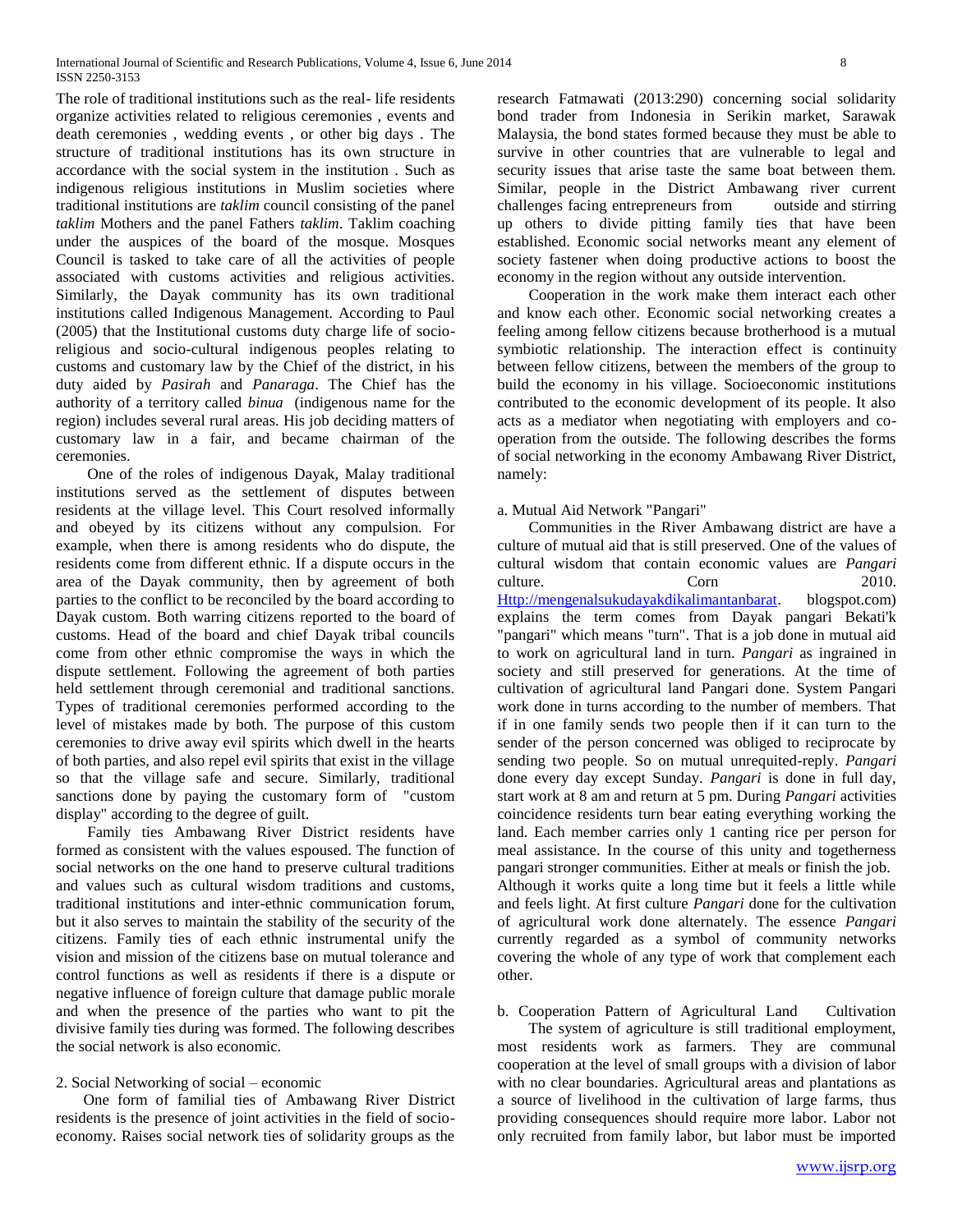The role of traditional institutions such as the real- life residents organize activities related to religious ceremonies , events and death ceremonies , wedding events , or other big days . The structure of traditional institutions has its own structure in accordance with the social system in the institution . Such as indigenous religious institutions in Muslim societies where traditional institutions are *taklim* council consisting of the panel *taklim* Mothers and the panel Fathers *taklim*. Taklim coaching under the auspices of the board of the mosque. Mosques Council is tasked to take care of all the activities of people associated with customs activities and religious activities. Similarly, the Dayak community has its own traditional institutions called Indigenous Management. According to Paul (2005) that the Institutional customs duty charge life of socio-religious and socio-cultural indigenous peoples relating to customs and customary law by the Chief of the district, in his duty aided by *Pasirah* and *Panaraga*. The Chief has the authority of a territory called *binua* (indigenous name for the region) includes several rural areas. His job deciding matters of customary law in a fair, and became chairman of the ceremonies.

One of the roles of indigenous Dayak, Malay traditional institutions served as the settlement of disputes between residents at the village level. This Court resolved informally and obeyed by its citizens without any compulsion. For example, when there is among residents who do dispute, the residents come from different ethnic. If a dispute occurs in the area of the Dayak community, then by agreement of both parties to the conflict to be reconciled by the board according to Dayak custom. Both warring citizens reported to the board of customs. Head of the board and chief Dayak tribal councils come from other ethnic compromise the ways in which the dispute settlement. Following the agreement of both parties held settlement through ceremonial and traditional sanctions. Types of traditional ceremonies performed according to the level of mistakes made by both. The purpose of this custom ceremonies to drive away evil spirits which dwell in the hearts of both parties, and also repel evil spirits that exist in the village so that the village safe and secure. Similarly, traditional sanctions done by paying the customary form of "custom display" according to the degree of guilt.

Family ties Ambawang River District residents have formed as consistent with the values espoused. The function of social networks on the one hand to preserve cultural traditions and values such as cultural wisdom traditions and customs, traditional institutions and inter-ethnic communication forum, but it also serves to maintain the stability of the security of the citizens. Family ties of each ethnic instrumental unify the vision and mission of the citizens base on mutual tolerance and control functions as well as residents if there is a dispute or negative influence of foreign culture that damage public morale and when the presence of the parties who want to pit the divisive family ties during was formed. The following describes the social network is also economic.

2. Social Networking of social – economic

One form of familial ties of Ambawang River District residents is the presence of joint activities in the field of socio-economy. Raises social network ties of solidarity groups as the research Fatmawati (2013:290) concerning social solidarity bond trader from Indonesia in Serikin market, Sarawak Malaysia, the bond states formed because they must be able to survive in other countries that are vulnerable to legal and security issues that arise taste the same boat between them. Similar, people in the District Ambawang river current challenges facing entrepreneurs from outside and stirring up others to divide pitting family ties that have been established. Economic social networks meant any element of society fastener when doing productive actions to boost the economy in the region without any outside intervention.

Cooperation in the work make them interact each other and know each other. Economic social networking creates a feeling among fellow citizens because brotherhood is a mutual symbiotic relationship. The interaction effect is continuity between fellow citizens, between the members of the group to build the economy in his village. Socioeconomic institutions contributed to the economic development of its people. It also acts as a mediator when negotiating with employers and co-operation from the outside. The following describes the forms of social networking in the economy Ambawang River District, namely:

a. Mutual Aid Network "Pangari"

Communities in the River Ambawang district are have a culture of mutual aid that is still preserved. One of the values of cultural wisdom that contain economic values are *Pangari* culture. Corn 2010. Http://mengenalsukudayakdikalimantanbarat. blogspot.com) explains the term comes from Dayak pangari Bekati'k "pangari" which means "turn". That is a job done in mutual aid to work on agricultural land in turn. *Pangari* as ingrained in society and still preserved for generations. At the time of cultivation of agricultural land Pangari done. System Pangari work done in turns according to the number of members. That if in one family sends two people then if it can turn to the sender of the person concerned was obliged to reciprocate by sending two people. So on mutual unrequited-reply. *Pangari* done every day except Sunday. *Pangari* is done in full day, start work at 8 am and return at 5 pm. During *Pangari* activities coincidence residents turn bear eating everything working the land. Each member carries only 1 canting rice per person for meal assistance. In the course of this unity and togetherness pangari stronger communities. Either at meals or finish the job. Although it works quite a long time but it feels a little while and feels light. At first culture *Pangari* done for the cultivation of agricultural work done alternately. The essence *Pangari* currently regarded as a symbol of community networks covering the whole of any type of work that complement each other.

b. Cooperation Pattern of Agricultural Land Cultivation

The system of agriculture is still traditional employment, most residents work as farmers. They are communal cooperation at the level of small groups with a division of labor with no clear boundaries. Agricultural areas and plantations as a source of livelihood in the cultivation of large farms, thus providing consequences should require more labor. Labor not only recruited from family labor, but labor must be imported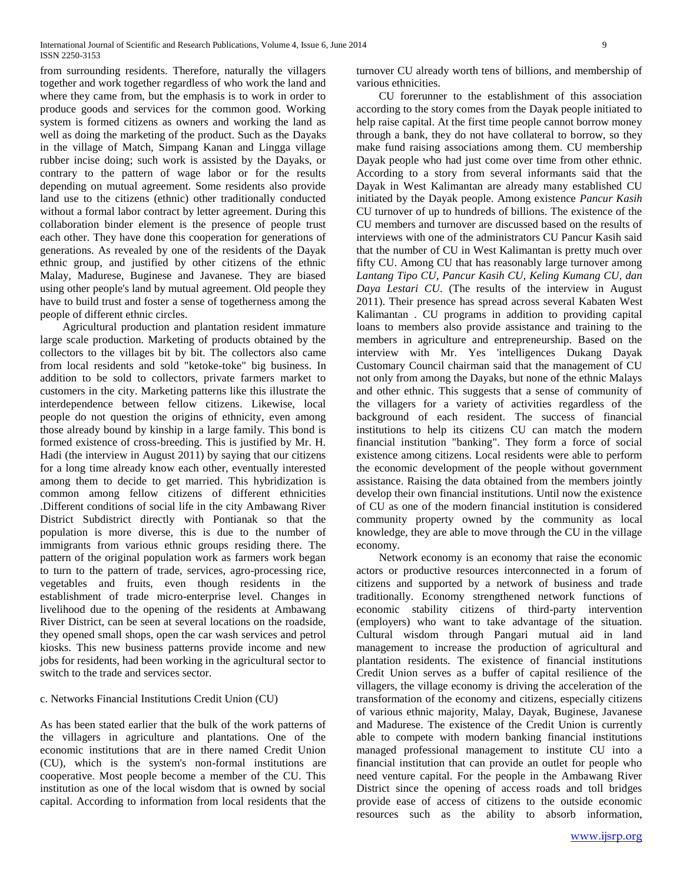from surrounding residents. Therefore, naturally the villagers together and work together regardless of who work the land and where they came from, but the emphasis is to work in order to produce goods and services for the common good. Working system is formed citizens as owners and working the land as well as doing the marketing of the product. Such as the Dayaks in the village of Match, Simpang Kanan and Lingga village rubber incise doing; such work is assisted by the Dayaks, or contrary to the pattern of wage labor or for the results depending on mutual agreement. Some residents also provide land use to the citizens (ethnic) other traditionally conducted without a formal labor contract by letter agreement. During this collaboration binder element is the presence of people trust each other. They have done this cooperation for generations of generations. As revealed by one of the residents of the Dayak ethnic group, and justified by other citizens of the ethnic Malay, Madurese, Buginese and Javanese. They are biased using other people's land by mutual agreement. Old people they have to build trust and foster a sense of togetherness among the people of different ethnic circles.

Agricultural production and plantation resident immature large scale production. Marketing of products obtained by the collectors to the villages bit by bit. The collectors also came from local residents and sold "ketoke-toke" big business. In addition to be sold to collectors, private farmers market to customers in the city. Marketing patterns like this illustrate the interdependence between fellow citizens. Likewise, local people do not question the origins of ethnicity, even among those already bound by kinship in a large family. This bond is formed existence of cross-breeding. This is justified by Mr. H. Hadi (the interview in August 2011) by saying that our citizens for a long time already know each other, eventually interested among them to decide to get married. This hybridization is common among fellow citizens of different ethnicities .Different conditions of social life in the city Ambawang River District Subdistrict directly with Pontianak so that the population is more diverse, this is due to the number of immigrants from various ethnic groups residing there. The pattern of the original population work as farmers work began to turn to the pattern of trade, services, agro-processing rice, vegetables and fruits, even though residents in the establishment of trade micro-enterprise level. Changes in livelihood due to the opening of the residents at Ambawang River District, can be seen at several locations on the roadside, they opened small shops, open the car wash services and petrol kiosks. This new business patterns provide income and new jobs for residents, had been working in the agricultural sector to switch to the trade and services sector.

c. Networks Financial Institutions Credit Union (CU)

As has been stated earlier that the bulk of the work patterns of the villagers in agriculture and plantations. One of the economic institutions that are in there named Credit Union (CU), which is the system's non-formal institutions are cooperative. Most people become a member of the CU. This institution as one of the local wisdom that is owned by social capital. According to information from local residents that the turnover CU already worth tens of billions, and membership of various ethnicities.

CU forerunner to the establishment of this association according to the story comes from the Dayak people initiated to help raise capital. At the first time people cannot borrow money through a bank, they do not have collateral to borrow, so they make fund raising associations among them. CU membership Dayak people who had just come over time from other ethnic. According to a story from several informants said that the Dayak in West Kalimantan are already many established CU initiated by the Dayak people. Among existence *Pancur Kasih* CU turnover of up to hundreds of billions. The existence of the CU members and turnover are discussed based on the results of interviews with one of the administrators CU Pancur Kasih said that the number of CU in West Kalimantan is pretty much over fifty CU. Among CU that has reasonably large turnover among *Lantang Tipo CU, Pancur Kasih CU, Keling Kumang CU, dan Daya Lestari CU*. (The results of the interview in August 2011). Their presence has spread across several Kabaten West Kalimantan . CU programs in addition to providing capital loans to members also provide assistance and training to the members in agriculture and entrepreneurship. Based on the interview with Mr. Yes 'intelligences Dukang Dayak Customary Council chairman said that the management of CU not only from among the Dayaks, but none of the ethnic Malays and other ethnic. This suggests that a sense of community of the villagers for a variety of activities regardless of the background of each resident. The success of financial institutions to help its citizens CU can match the modern financial institution "banking". They form a force of social existence among citizens. Local residents were able to perform the economic development of the people without government assistance. Raising the data obtained from the members jointly develop their own financial institutions. Until now the existence of CU as one of the modern financial institution is considered community property owned by the community as local knowledge, they are able to move through the CU in the village economy.

Network economy is an economy that raise the economic actors or productive resources interconnected in a forum of citizens and supported by a network of business and trade traditionally. Economy strengthened network functions of economic stability citizens of third-party intervention (employers) who want to take advantage of the situation. Cultural wisdom through Pangari mutual aid in land management to increase the production of agricultural and plantation residents. The existence of financial institutions Credit Union serves as a buffer of capital resilience of the villagers, the village economy is driving the acceleration of the transformation of the economy and citizens, especially citizens of various ethnic majority, Malay, Dayak, Buginese, Javanese and Madurese. The existence of the Credit Union is currently able to compete with modern banking financial institutions managed professional management to institute CU into a financial institution that can provide an outlet for people who need venture capital. For the people in the Ambawang River District since the opening of access roads and toll bridges provide ease of access of citizens to the outside economic resources such as the ability to absorb information,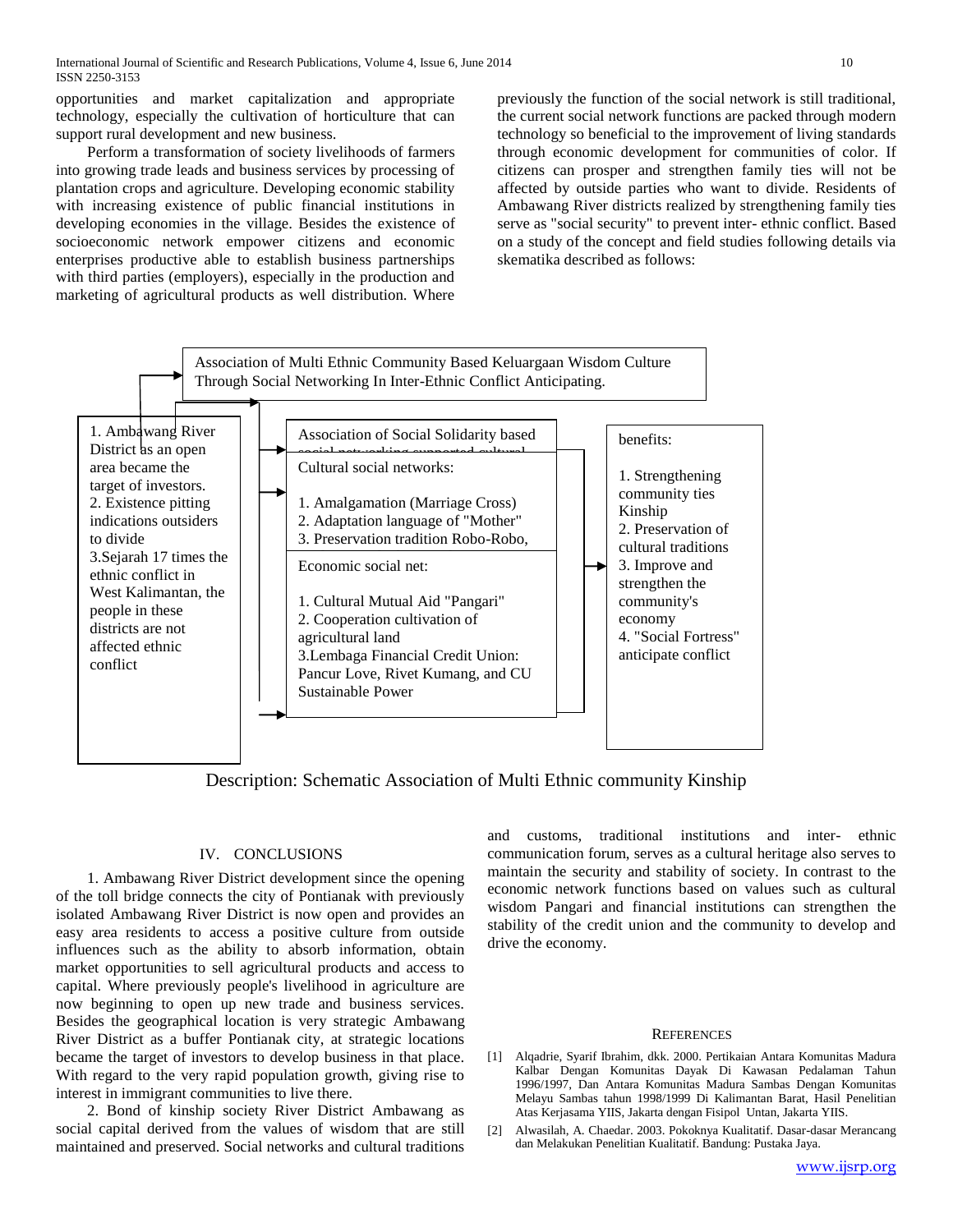opportunities and market capitalization and appropriate technology, especially the cultivation of horticulture that can support rural development and new business.

Perform a transformation of society livelihoods of farmers into growing trade leads and business services by processing of plantation crops and agriculture. Developing economic stability with increasing existence of public financial institutions in developing economies in the village. Besides the existence of socioeconomic network empower citizens and economic enterprises productive able to establish business partnerships with third parties (employers), especially in the production and marketing of agricultural products as well distribution. Where previously the function of the social network is still traditional, the current social network functions are packed through modern technology so beneficial to the improvement of living standards through economic development for communities of color. If citizens can prosper and strengthen family ties will not be affected by outside parties who want to divide. Residents of Ambawang River districts realized by strengthening family ties serve as "social security" to prevent inter- ethnic conflict. Based on a study of the concept and field studies following details via skematika described as follows:

Association of Multi Ethnic Community Based Keluargaan Wisdom Culture Through Social Networking In Inter-Ethnic Conflict Anticipating.

1. Ambawang River District as an open area became the target of investors.
2. Existence pitting indications outsiders to divide
3. Sejarah 17 times the ethnic conflict in West Kalimantan, the people in these districts are not affected ethnic conflict

Association of Social Solidarity based social networking supported cultural

Cultural social networks:

1. Amalgamation (Marriage Cross)
2. Adaptation language of "Mother"
3. Preservation tradition Robo-Robo,

Economic social net:

1. Cultural Mutual Aid "Pangari"
2. Cooperation cultivation of agricultural land
3. Lembaga Financial Credit Union: Pancur Love, Rivet Kumang, and CU Sustainable Power

benefits:

1. Strengthening community ties Kinship
2. Preservation of cultural traditions
3. Improve and strengthen the community's economy
4. "Social Fortress" anticipate conflict

Description: Schematic Association of Multi Ethnic community Kinship

## IV. Conclusions

1. Ambawang River District development since the opening of the toll bridge connects the city of Pontianak with previously isolated Ambawang River District is now open and provides an easy area residents to access a positive culture from outside influences such as the ability to absorb information, obtain market opportunities to sell agricultural products and access to capital. Where previously people's livelihood in agriculture are now beginning to open up new trade and business services. Besides the geographical location is very strategic Ambawang River District as a buffer Pontianak city, at strategic locations became the target of investors to develop business in that place. With regard to the very rapid population growth, giving rise to interest in immigrant communities to live there.

2. Bond of kinship society River District Ambawang as social capital derived from the values of wisdom that are still maintained and preserved. Social networks and cultural traditions and customs, traditional institutions and inter- ethnic communication forum, serves as a cultural heritage also serves to maintain the security and stability of society. In contrast to the economic network functions based on values such as cultural wisdom Pangari and financial institutions can strengthen the stability of the credit union and the community to develop and drive the economy.

## References

[1] Alqadrie, Syarif Ibrahim, dkk. 2000. Pertikaian Antara Komunitas Madura Kalbar Dengan Komunitas Dayak Di Kawasan Pedalaman Tahun 1996/1997, Dan Antara Komunitas Madura Sambas Dengan Komunitas Melayu Sambas tahun 1998/1999 Di Kalimantan Barat, Hasil Penelitian Atas Kerjasama YIIS, Jakarta dengan Fisipol Untan, Jakarta YIIS.

[2] Alwasilah, A. Chaedar. 2003. Pokoknya Kualitatif. Dasar-dasar Merancang dan Melakukan Penelitian Kualitatif. Bandung: Pustaka Jaya.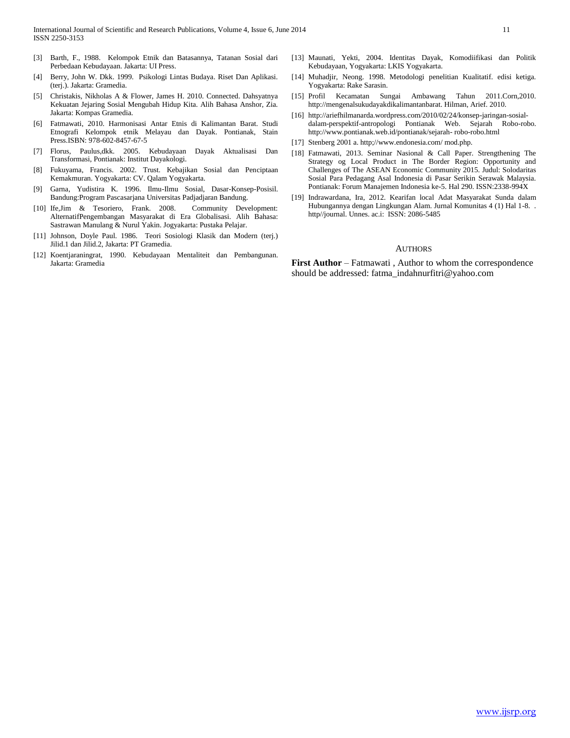[3] Barth, F., 1988. Kelompok Etnik dan Batasannya, Tatanan Sosial dari Perbedaan Kebudayaan. Jakarta: UI Press.

[4] Berry, John W. Dkk. 1999. Psikologi Lintas Budaya. Riset Dan Aplikasi. (terj.). Jakarta: Gramedia.

[5] Christakis, Nikholas A & Flower, James H. 2010. Connected. Dahsyatnya Kekuatan Jejaring Sosial Mengubah Hidup Kita. Alih Bahasa Anshor, Zia. Jakarta: Kompas Gramedia.

[6] Fatmawati, 2010. Harmonisasi Antar Etnis di Kalimantan Barat. Studi Etnografi Kelompok etnik Melayau dan Dayak. Pontianak, Stain Press.ISBN: 978-602-8457-67-5

[7] Florus, Paulus,dkk. 2005. Kebudayaan Dayak Aktualisasi Dan Transformasi, Pontianak: Institut Dayakologi.

[8] Fukuyama, Francis. 2002. Trust. Kebajikan Sosial dan Penciptaan Kemakmuran. Yogyakarta: CV. Qalam Yogyakarta.

[9] Garna, Yudistira K. 1996. Ilmu-Ilmu Sosial, Dasar-Konsep-Posisil. Bandung:Program Pascasarjana Universitas Padjadjaran Bandung.

[10] Ife,Jim & Tesoriero, Frank. 2008. Community Development: AlternatifPengembangan Masyarakat di Era Globalisasi. Alih Bahasa: Sastrawan Manulang & Nurul Yakin. Jogyakarta: Pustaka Pelajar.

[11] Johnson, Doyle Paul. 1986. Teori Sosiologi Klasik dan Modern (terj.) Jilid.1 dan Jilid.2, Jakarta: PT Gramedia.

[12] Koentjaraningrat, 1990. Kebudayaan Mentaliteit dan Pembangunan. Jakarta: Gramedia

[13] Maunati, Yekti, 2004. Identitas Dayak, Komodiifikasi dan Politik Kebudayaan, Yogyakarta: LKIS Yogyakarta.

[14] Muhadjir, Neong. 1998. Metodologi penelitian Kualitatif. edisi ketiga. Yogyakarta: Rake Sarasin.

[15] Profil Kecamatan Sungai Ambawang Tahun 2011.Corn,2010. http://mengenalsukudayakdikalimantanbarat. Hilman, Arief. 2010.

[16] http://ariefhilmanarda.wordpress.com/2010/02/24/konsep-jaringan-sosial-dalam-perspektif-antropologi Pontianak Web. Sejarah Robo-robo. http://www.pontianak.web.id/pontianak/sejarah- robo-robo.html

[17] Stenberg 2001 a. http;//www.endonesia.com/ mod.php.

[18] Fatmawati, 2013. Seminar Nasional & Call Paper. Strengthening The Strategy og Local Product in The Border Region: Opportunity and Challenges of The ASEAN Economic Community 2015. Judul: Solodaritas Sosial Para Pedagang Asal Indonesia di Pasar Serikin Serawak Malaysia. Pontianak: Forum Manajemen Indonesia ke-5. Hal 290. ISSN:2338-994X

[19] Indrawardana, Ira, 2012. Kearifan local Adat Masyarakat Sunda dalam Hubungannya dengan Lingkungan Alam. Jurnal Komunitas 4 (1) Hal 1-8. . http//journal. Unnes. ac.i: ISSN: 2086-5485

## AUTHORS

**First Author** – Fatmawati , Author to whom the correspondence should be addressed: fatma_indahnurfitri@yahoo.com